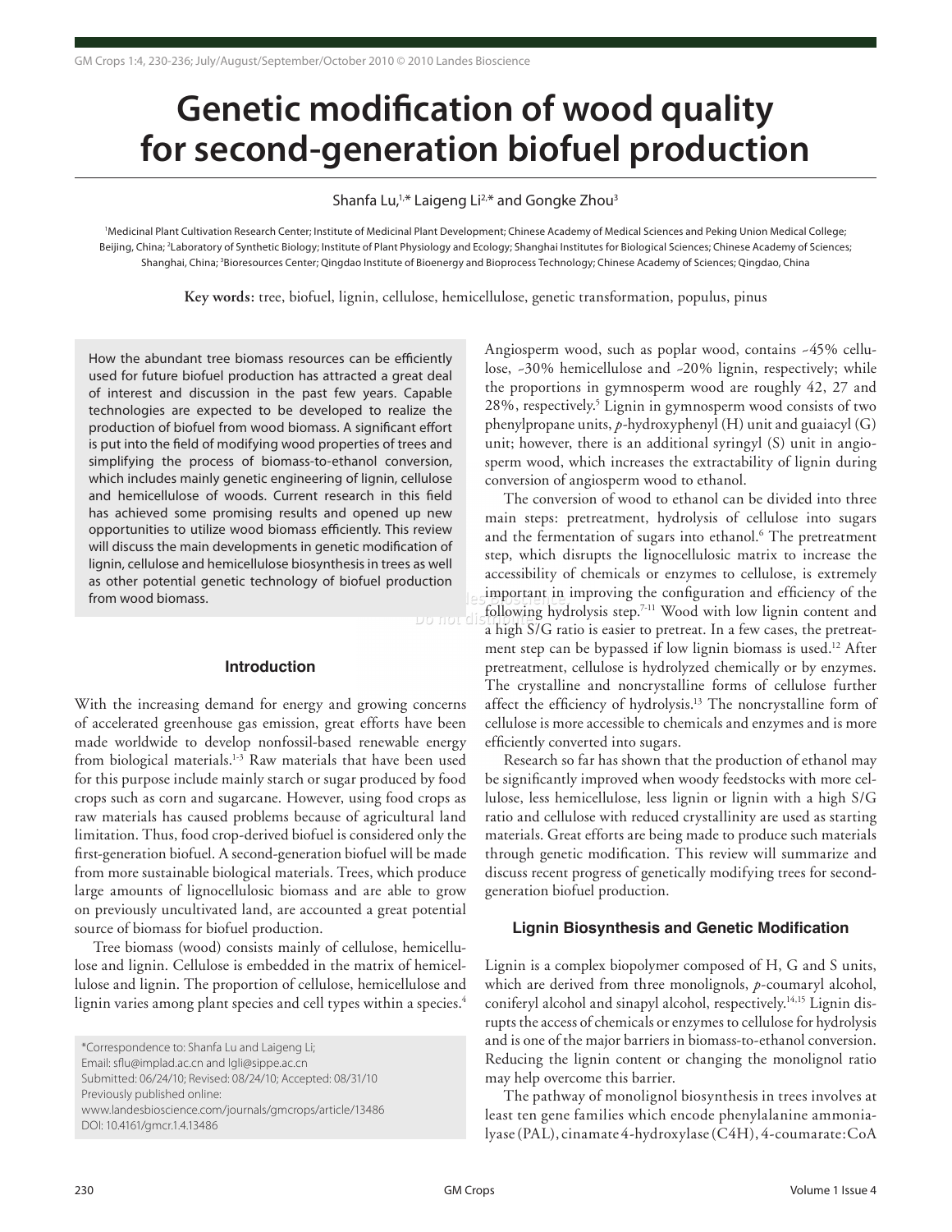# Genetic modification of wood quality for second-generation biofuel production

Shanfa Lu,[1,*] Laigeng Li[2,*] and Gongke Zhou[3]

[1]Medicinal Plant Cultivation Research Center; Institute of Medicinal Plant Development; Chinese Academy of Medical Sciences and Peking Union Medical College; Beijing, China; [2]Laboratory of Synthetic Biology; Institute of Plant Physiology and Ecology; Shanghai Institutes for Biological Sciences; Chinese Academy of Sciences; Shanghai, China; [3]Bioresources Center; Qingdao Institute of Bioenergy and Bioprocess Technology; Chinese Academy of Sciences; Qingdao, China

**Key words:** tree, biofuel, lignin, cellulose, hemicellulose, genetic transformation, populus, pinus

How the abundant tree biomass resources can be efficiently used for future biofuel production has attracted a great deal of interest and discussion in the past few years. Capable technologies are expected to be developed to realize the production of biofuel from wood biomass. A significant effort is put into the field of modifying wood properties of trees and simplifying the process of biomass-to-ethanol conversion, which includes mainly genetic engineering of lignin, cellulose and hemicellulose of woods. Current research in this field has achieved some promising results and opened up new opportunities to utilize wood biomass efficiently. This review will discuss the main developments in genetic modification of lignin, cellulose and hemicellulose biosynthesis in trees as well as other potential genetic technology of biofuel production from wood biomass.

## Introduction

With the increasing demand for energy and growing concerns of accelerated greenhouse gas emission, great efforts have been made worldwide to develop nonfossil-based renewable energy from biological materials.[1-3] Raw materials that have been used for this purpose include mainly starch or sugar produced by food crops such as corn and sugarcane. However, using food crops as raw materials has caused problems because of agricultural land limitation. Thus, food crop-derived biofuel is considered only the first-generation biofuel. A second-generation biofuel will be made from more sustainable biological materials. Trees, which produce large amounts of lignocellulosic biomass and are able to grow on previously uncultivated land, are accounted a great potential source of biomass for biofuel production.

Tree biomass (wood) consists mainly of cellulose, hemicellulose and lignin. Cellulose is embedded in the matrix of hemicellulose and lignin. The proportion of cellulose, hemicellulose and lignin varies among plant species and cell types within a species.[4]

Angiosperm wood, such as poplar wood, contains ~45% cellulose, ~30% hemicellulose and ~20% lignin, respectively; while the proportions in gymnosperm wood are roughly 42, 27 and 28%, respectively.[5] Lignin in gymnosperm wood consists of two phenylpropane units, *p*-hydroxyphenyl (H) unit and guaiacyl (G) unit; however, there is an additional syringyl (S) unit in angiosperm wood, which increases the extractability of lignin during conversion of angiosperm wood to ethanol.

The conversion of wood to ethanol can be divided into three main steps: pretreatment, hydrolysis of cellulose into sugars and the fermentation of sugars into ethanol.[6] The pretreatment step, which disrupts the lignocellulosic matrix to increase the accessibility of chemicals or enzymes to cellulose, is extremely important in improving the configuration and efficiency of the following hydrolysis step.[7-11] Wood with low lignin content and a high S/G ratio is easier to pretreat. In a few cases, the pretreatment step can be bypassed if low lignin biomass is used.[12] After pretreatment, cellulose is hydrolyzed chemically or by enzymes. The crystalline and noncrystalline forms of cellulose further affect the efficiency of hydrolysis.[13] The noncrystalline form of cellulose is more accessible to chemicals and enzymes and is more efficiently converted into sugars.

Research so far has shown that the production of ethanol may be significantly improved when woody feedstocks with more cellulose, less hemicellulose, less lignin or lignin with a high S/G ratio and cellulose with reduced crystallinity are used as starting materials. Great efforts are being made to produce such materials through genetic modification. This review will summarize and discuss recent progress of genetically modifying trees for second-generation biofuel production.

## Lignin Biosynthesis and Genetic Modification

Lignin is a complex biopolymer composed of H, G and S units, which are derived from three monolignols, *p*-coumaryl alcohol, coniferyl alcohol and sinapyl alcohol, respectively.[14,15] Lignin disrupts the access of chemicals or enzymes to cellulose for hydrolysis and is one of the major barriers in biomass-to-ethanol conversion. Reducing the lignin content or changing the monolignol ratio may help overcome this barrier.

The pathway of monolignol biosynthesis in trees involves at least ten gene families which encode phenylalanine ammonialyase (PAL), cinamate 4-hydroxylase (C4H), 4-coumarate:CoA

*Correspondence to: Shanfa Lu and Laigeng Li;
Email: sflu@implad.ac.cn and lgli@sippe.ac.cn
Submitted: 06/24/10; Revised: 08/24/10; Accepted: 08/31/10
Previously published online:
www.landesbioscience.com/journals/gmcrops/article/13486
DOI: 10.4161/gmcr.1.4.13486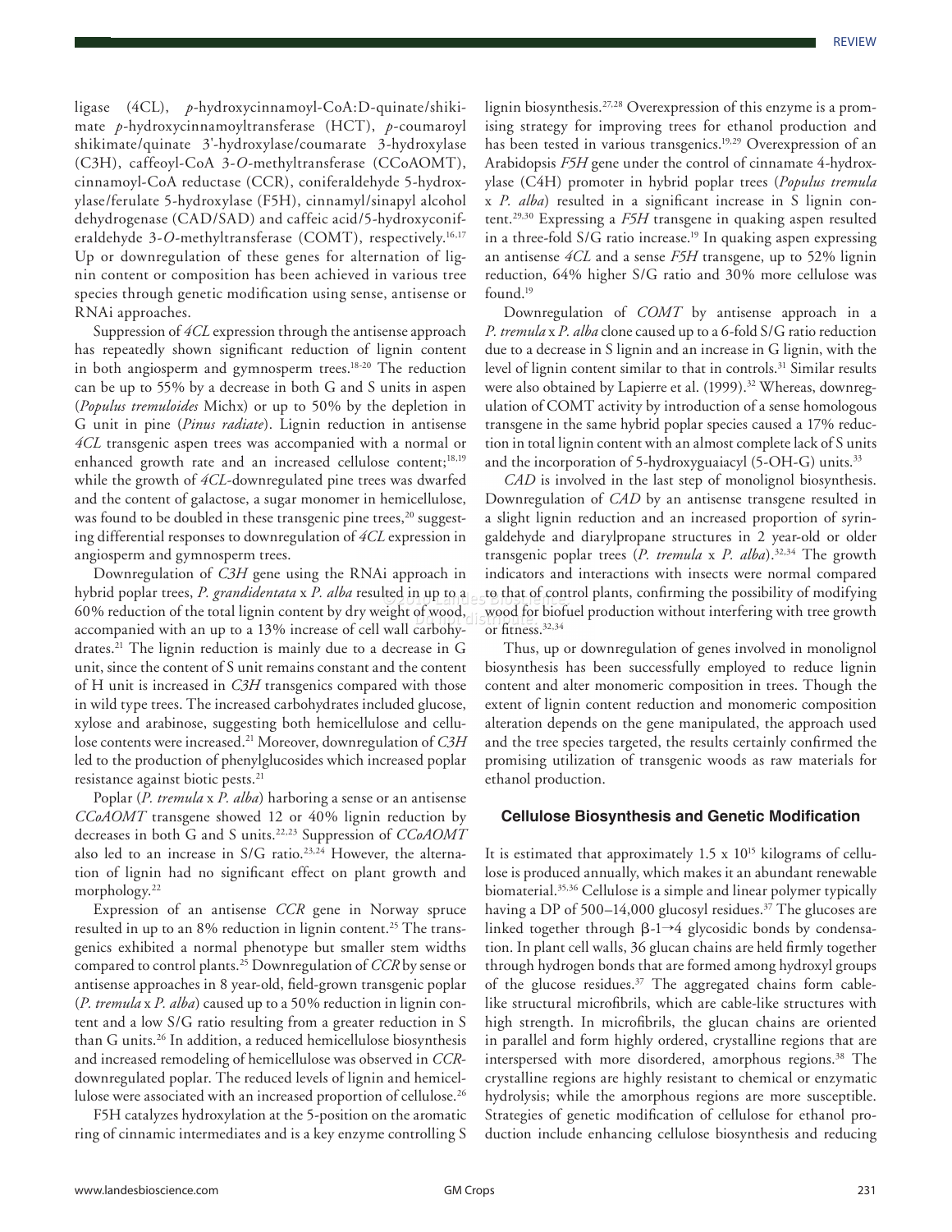ligase (4CL), *p*-hydroxycinnamoyl-CoA:D-quinate/shikimate *p*-hydroxycinnamoyltransferase (HCT), *p*-coumaroyl shikimate/quinate 3'-hydroxylase/coumarate 3-hydroxylase (C3H), caffeoyl-CoA 3-*O*-methyltransferase (CCoAOMT), cinnamoyl-CoA reductase (CCR), coniferaldehyde 5-hydroxylase/ferulate 5-hydroxylase (F5H), cinnamyl/sinapyl alcohol dehydrogenase (CAD/SAD) and caffeic acid/5-hydroxyconiferaldehyde 3-*O*-methyltransferase (COMT), respectively.[16,17] Up or downregulation of these genes for alternation of lignin content or composition has been achieved in various tree species through genetic modification using sense, antisense or RNAi approaches.

Suppression of *4CL* expression through the antisense approach has repeatedly shown significant reduction of lignin content in both angiosperm and gymnosperm trees.[18-20] The reduction can be up to 55% by a decrease in both G and S units in aspen (*Populus tremuloides* Michx) or up to 50% by the depletion in G unit in pine (*Pinus radiate*). Lignin reduction in antisense *4CL* transgenic aspen trees was accompanied with a normal or enhanced growth rate and an increased cellulose content;[18,19] while the growth of *4CL*-downregulated pine trees was dwarfed and the content of galactose, a sugar monomer in hemicellulose, was found to be doubled in these transgenic pine trees,[20] suggesting differential responses to downregulation of *4CL* expression in angiosperm and gymnosperm trees.

Downregulation of *C3H* gene using the RNAi approach in hybrid poplar trees, *P. grandidentata* x *P. alba* resulted in up to a 60% reduction of the total lignin content by dry weight of wood, accompanied with an up to a 13% increase of cell wall carbohydrates.[21] The lignin reduction is mainly due to a decrease in G unit, since the content of S unit remains constant and the content of H unit is increased in *C3H* transgenics compared with those in wild type trees. The increased carbohydrates included glucose, xylose and arabinose, suggesting both hemicellulose and cellulose contents were increased.[21] Moreover, downregulation of *C3H* led to the production of phenylglucosides which increased poplar resistance against biotic pests.[21]

Poplar (*P. tremula* x *P. alba*) harboring a sense or an antisense *CCoAOMT* transgene showed 12 or 40% lignin reduction by decreases in both G and S units.[22,23] Suppression of *CCoAOMT* also led to an increase in S/G ratio.[23,24] However, the alternation of lignin had no significant effect on plant growth and morphology.[22]

Expression of an antisense *CCR* gene in Norway spruce resulted in up to an 8% reduction in lignin content.[25] The transgenics exhibited a normal phenotype but smaller stem widths compared to control plants.[25] Downregulation of *CCR* by sense or antisense approaches in 8 year-old, field-grown transgenic poplar (*P. tremula* x *P. alba*) caused up to a 50% reduction in lignin content and a low S/G ratio resulting from a greater reduction in S than G units.[26] In addition, a reduced hemicellulose biosynthesis and increased remodeling of hemicellulose was observed in *CCR*-downregulated poplar. The reduced levels of lignin and hemicellulose were associated with an increased proportion of cellulose.[26]

F5H catalyzes hydroxylation at the 5-position on the aromatic ring of cinnamic intermediates and is a key enzyme controlling S lignin biosynthesis.[27,28] Overexpression of this enzyme is a promising strategy for improving trees for ethanol production and has been tested in various transgenics.[19,29] Overexpression of an Arabidopsis *F5H* gene under the control of cinnamate 4-hydroxylase (C4H) promoter in hybrid poplar trees (*Populus tremula* x *P. alba*) resulted in a significant increase in S lignin content.[29,30] Expressing a *F5H* transgene in quaking aspen resulted in a three-fold S/G ratio increase.[19] In quaking aspen expressing an antisense *4CL* and a sense *F5H* transgene, up to 52% lignin reduction, 64% higher S/G ratio and 30% more cellulose was found.[19]

Downregulation of *COMT* by antisense approach in a *P. tremula* x *P. alba* clone caused up to a 6-fold S/G ratio reduction due to a decrease in S lignin and an increase in G lignin, with the level of lignin content similar to that in controls.[31] Similar results were also obtained by Lapierre et al. (1999).[32] Whereas, downregulation of COMT activity by introduction of a sense homologous transgene in the same hybrid poplar species caused a 17% reduction in total lignin content with an almost complete lack of S units and the incorporation of 5-hydroxyguaiacyl (5-OH-G) units.[33]

*CAD* is involved in the last step of monolignol biosynthesis. Downregulation of *CAD* by an antisense transgene resulted in a slight lignin reduction and an increased proportion of syringaldehyde and diarylpropane structures in 2 year-old or older transgenic poplar trees (*P. tremula* x *P. alba*).[32,34] The growth indicators and interactions with insects were normal compared to that of control plants, confirming the possibility of modifying wood for biofuel production without interfering with tree growth or fitness.[32,34]

Thus, up or downregulation of genes involved in monolignol biosynthesis has been successfully employed to reduce lignin content and alter monomeric composition in trees. Though the extent of lignin content reduction and monomeric composition alteration depends on the gene manipulated, the approach used and the tree species targeted, the results certainly confirmed the promising utilization of transgenic woods as raw materials for ethanol production.

## Cellulose Biosynthesis and Genetic Modification

It is estimated that approximately $1.5 \times 10^{15}$ kilograms of cellulose is produced annually, which makes it an abundant renewable biomaterial.[35,36] Cellulose is a simple and linear polymer typically having a DP of 500–14,000 glucosyl residues.[37] The glucoses are linked together through $\beta$-1→4 glycosidic bonds by condensation. In plant cell walls, 36 glucan chains are held firmly together through hydrogen bonds that are formed among hydroxyl groups of the glucose residues.[37] The aggregated chains form cable-like structural microfibrils, which are cable-like structures with high strength. In microfibrils, the glucan chains are oriented in parallel and form highly ordered, crystalline regions that are interspersed with more disordered, amorphous regions.[38] The crystalline regions are highly resistant to chemical or enzymatic hydrolysis; while the amorphous regions are more susceptible. Strategies of genetic modification of cellulose for ethanol production include enhancing cellulose biosynthesis and reducing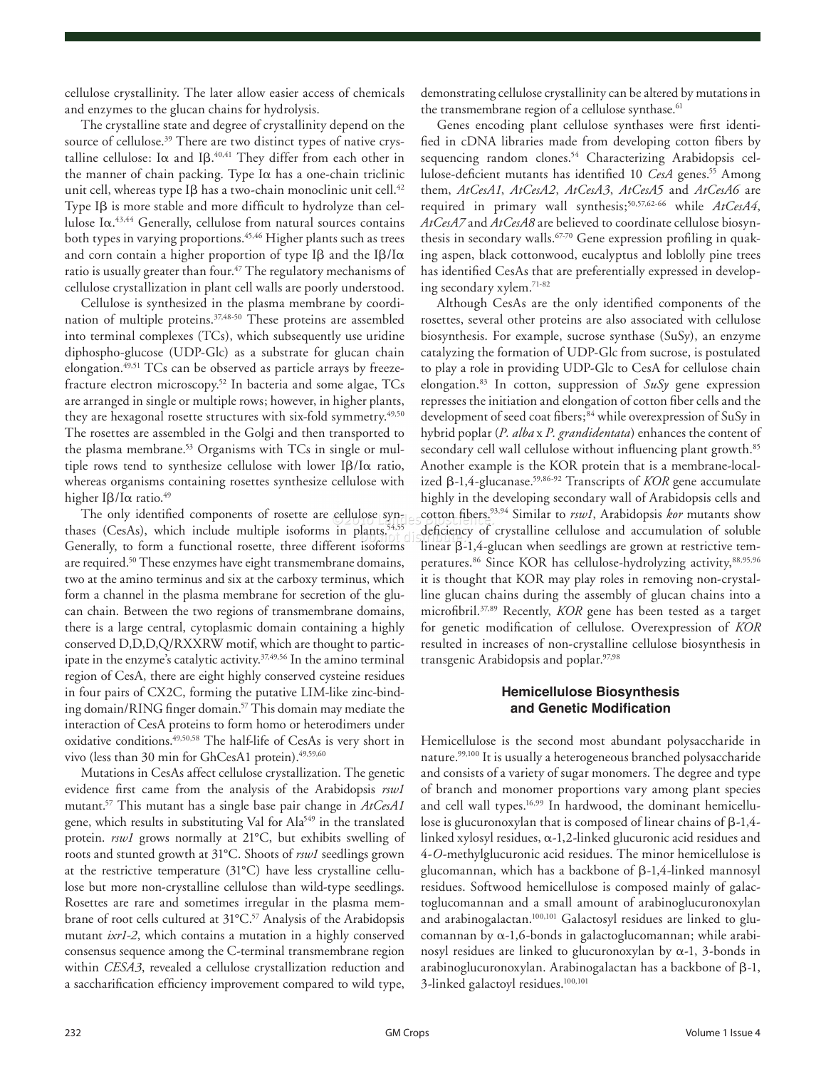cellulose crystallinity. The later allow easier access of chemicals and enzymes to the glucan chains for hydrolysis.

The crystalline state and degree of crystallinity depend on the source of cellulose.[39] There are two distinct types of native crystalline cellulose: Iα and Iβ.[40,41] They differ from each other in the manner of chain packing. Type Iα has a one-chain triclinic unit cell, whereas type Iβ has a two-chain monoclinic unit cell.[42] Type Iβ is more stable and more difficult to hydrolyze than cellulose Iα.[43,44] Generally, cellulose from natural sources contains both types in varying proportions.[45,46] Higher plants such as trees and corn contain a higher proportion of type Iβ and the Iβ/Iα ratio is usually greater than four.[47] The regulatory mechanisms of cellulose crystallization in plant cell walls are poorly understood.

Cellulose is synthesized in the plasma membrane by coordination of multiple proteins.[37,48-50] These proteins are assembled into terminal complexes (TCs), which subsequently use uridine diphospho-glucose (UDP-Glc) as a substrate for glucan chain elongation.[49,51] TCs can be observed as particle arrays by freeze-fracture electron microscopy.[52] In bacteria and some algae, TCs are arranged in single or multiple rows; however, in higher plants, they are hexagonal rosette structures with six-fold symmetry.[49,50] The rosettes are assembled in the Golgi and then transported to the plasma membrane.[53] Organisms with TCs in single or multiple rows tend to synthesize cellulose with lower Iβ/Iα ratio, whereas organisms containing rosettes synthesize cellulose with higher Iβ/Iα ratio.[49]

The only identified components of rosette are cellulose synthases (CesAs), which include multiple isoforms in plants.[54,55] Generally, to form a functional rosette, three different isoforms are required.[50] These enzymes have eight transmembrane domains, two at the amino terminus and six at the carboxy terminus, which form a channel in the plasma membrane for secretion of the glucan chain. Between the two regions of transmembrane domains, there is a large central, cytoplasmic domain containing a highly conserved D,D,D,Q/RXXRW motif, which are thought to participate in the enzyme's catalytic activity.[37,49,56] In the amino terminal region of CesA, there are eight highly conserved cysteine residues in four pairs of CX2C, forming the putative LIM-like zinc-binding domain/RING finger domain.[57] This domain may mediate the interaction of CesA proteins to form homo or heterodimers under oxidative conditions.[49,50,58] The half-life of CesAs is very short in vivo (less than 30 min for GhCesA1 protein).[49,59,60]

Mutations in CesAs affect cellulose crystallization. The genetic evidence first came from the analysis of the Arabidopsis *rsw1* mutant.[57] This mutant has a single base pair change in *AtCesA1* gene, which results in substituting Val for Ala[549] in the translated protein. *rsw1* grows normally at 21°C, but exhibits swelling of roots and stunted growth at 31°C. Shoots of *rsw1* seedlings grown at the restrictive temperature (31°C) have less crystalline cellulose but more non-crystalline cellulose than wild-type seedlings. Rosettes are rare and sometimes irregular in the plasma membrane of root cells cultured at 31°C.[57] Analysis of the Arabidopsis mutant *ixr1-2*, which contains a mutation in a highly conserved consensus sequence among the C-terminal transmembrane region within *CESA3*, revealed a cellulose crystallization reduction and a saccharification efficiency improvement compared to wild type, demonstrating cellulose crystallinity can be altered by mutations in the transmembrane region of a cellulose synthase.[61]

Genes encoding plant cellulose synthases were first identified in cDNA libraries made from developing cotton fibers by sequencing random clones.[54] Characterizing Arabidopsis cellulose-deficient mutants has identified 10 *CesA* genes.[55] Among them, *AtCesA1*, *AtCesA2*, *AtCesA3*, *AtCesA5* and *AtCesA6* are required in primary wall synthesis;[50,57,62-66] while *AtCesA4*, *AtCesA7* and *AtCesA8* are believed to coordinate cellulose biosynthesis in secondary walls.[67-70] Gene expression profiling in quaking aspen, black cottonwood, eucalyptus and loblolly pine trees has identified CesAs that are preferentially expressed in developing secondary xylem.[71-82]

Although CesAs are the only identified components of the rosettes, several other proteins are also associated with cellulose biosynthesis. For example, sucrose synthase (SuSy), an enzyme catalyzing the formation of UDP-Glc from sucrose, is postulated to play a role in providing UDP-Glc to CesA for cellulose chain elongation.[83] In cotton, suppression of *SuSy* gene expression represses the initiation and elongation of cotton fiber cells and the development of seed coat fibers;[84] while overexpression of SuSy in hybrid poplar (*P. alba* x *P. grandidentata*) enhances the content of secondary cell wall cellulose without influencing plant growth.[85] Another example is the KOR protein that is a membrane-localized β-1,4-glucanase.[59,86-92] Transcripts of *KOR* gene accumulate highly in the developing secondary wall of Arabidopsis cells and cotton fibers.[93,94] Similar to *rsw1*, Arabidopsis *kor* mutants show deficiency of crystalline cellulose and accumulation of soluble linear β-1,4-glucan when seedlings are grown at restrictive temperatures.[86] Since KOR has cellulose-hydrolyzing activity,[88,95,96] it is thought that KOR may play roles in removing non-crystalline glucan chains during the assembly of glucan chains into a microfibril.[37,89] Recently, *KOR* gene has been tested as a target for genetic modification of cellulose. Overexpression of *KOR* resulted in increases of non-crystalline cellulose biosynthesis in transgenic Arabidopsis and poplar.[97,98]

## Hemicellulose Biosynthesis and Genetic Modification

Hemicellulose is the second most abundant polysaccharide in nature.[99,100] It is usually a heterogeneous branched polysaccharide and consists of a variety of sugar monomers. The degree and type of branch and monomer proportions vary among plant species and cell wall types.[16,99] In hardwood, the dominant hemicellulose is glucuronoxylan that is composed of linear chains of β-1,4-linked xylosyl residues, α-1,2-linked glucuronic acid residues and 4-*O*-methylglucuronic acid residues. The minor hemicellulose is glucomannan, which has a backbone of β-1,4-linked mannosyl residues. Softwood hemicellulose is composed mainly of galactoglucomannan and a small amount of arabinoglucuronoxylan and arabinogalactan.[100,101] Galactosyl residues are linked to glucomannan by α-1,6-bonds in galactoglucomannan; while arabinosyl residues are linked to glucuronoxylan by α-1, 3-bonds in arabinoglucuronoxylan. Arabinogalactan has a backbone of β-1, 3-linked galactoyl residues.[100,101]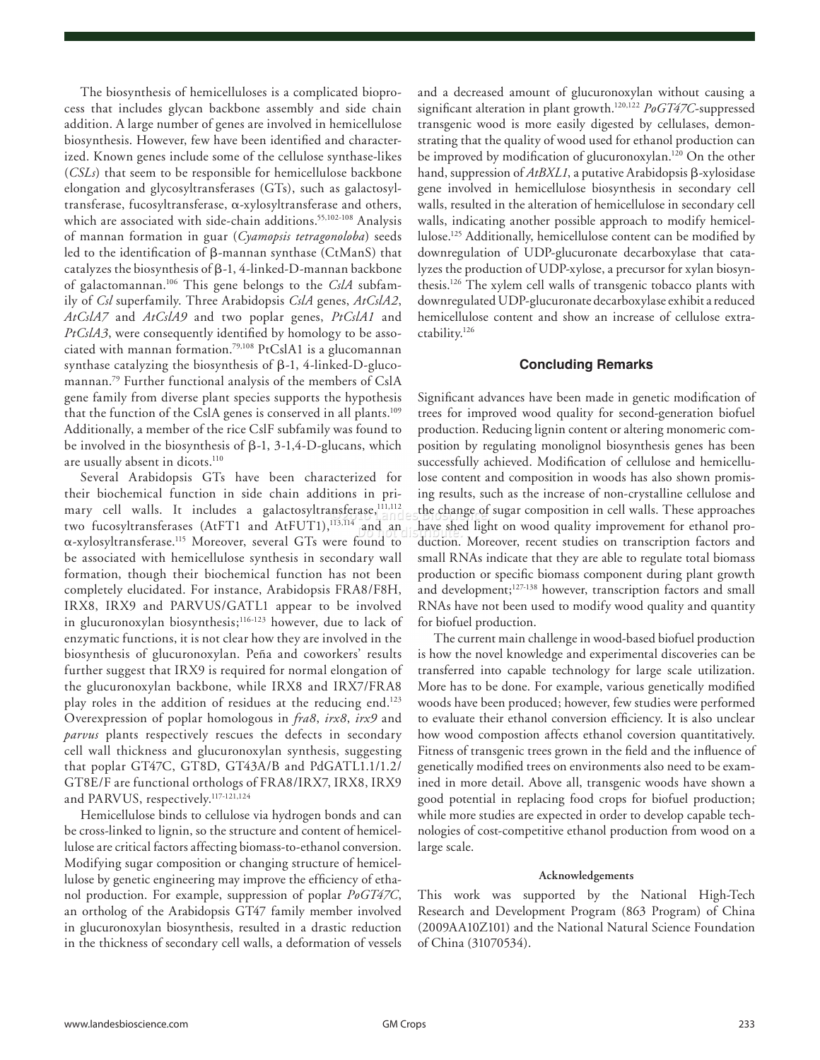The biosynthesis of hemicelluloses is a complicated bioprocess that includes glycan backbone assembly and side chain addition. A large number of genes are involved in hemicellulose biosynthesis. However, few have been identified and characterized. Known genes include some of the cellulose synthase-likes (*CSLs*) that seem to be responsible for hemicellulose backbone elongation and glycosyltransferases (GTs), such as galactosyltransferase, fucosyltransferase, α-xylosyltransferase and others, which are associated with side-chain additions.[55,102-108] Analysis of mannan formation in guar (*Cyamopsis tetragonoloba*) seeds led to the identification of β-mannan synthase (CtManS) that catalyzes the biosynthesis of β-1, 4-linked-D-mannan backbone of galactomannan.[106] This gene belongs to the *CslA* subfamily of *Csl* superfamily. Three Arabidopsis *CslA* genes, *AtCslA2*, *AtCslA7* and *AtCslA9* and two poplar genes, *PtCslA1* and *PtCslA3*, were consequently identified by homology to be associated with mannan formation.[79,108] PtCslA1 is a glucomannan synthase catalyzing the biosynthesis of β-1, 4-linked-D-glucomannan.[79] Further functional analysis of the members of CslA gene family from diverse plant species supports the hypothesis that the function of the CslA genes is conserved in all plants.[109] Additionally, a member of the rice CslF subfamily was found to be involved in the biosynthesis of β-1, 3-1,4-D-glucans, which are usually absent in dicots.[110]

Several Arabidopsis GTs have been characterized for their biochemical function in side chain additions in primary cell walls. It includes a galactosyltransferase,[111,112] two fucosyltransferases (AtFT1 and AtFUT1),[113,114] and an α-xylosyltransferase.[115] Moreover, several GTs were found to be associated with hemicellulose synthesis in secondary wall formation, though their biochemical function has not been completely elucidated. For instance, Arabidopsis FRA8/F8H, IRX8, IRX9 and PARVUS/GATL1 appear to be involved in glucuronoxylan biosynthesis;[116-123] however, due to lack of enzymatic functions, it is not clear how they are involved in the biosynthesis of glucuronoxylan. Peña and coworkers' results further suggest that IRX9 is required for normal elongation of the glucuronoxylan backbone, while IRX8 and IRX7/FRA8 play roles in the addition of residues at the reducing end.[123] Overexpression of poplar homologous in *fra8*, *irx8*, *irx9* and *parvus* plants respectively rescues the defects in secondary cell wall thickness and glucuronoxylan synthesis, suggesting that poplar GT47C, GT8D, GT43A/B and PdGATL1.1/1.2/GT8E/F are functional orthologs of FRA8/IRX7, IRX8, IRX9 and PARVUS, respectively.[117-121,124]

Hemicellulose binds to cellulose via hydrogen bonds and can be cross-linked to lignin, so the structure and content of hemicellulose are critical factors affecting biomass-to-ethanol conversion. Modifying sugar composition or changing structure of hemicellulose by genetic engineering may improve the efficiency of ethanol production. For example, suppression of poplar *PoGT47C*, an ortholog of the Arabidopsis GT47 family member involved in glucuronoxylan biosynthesis, resulted in a drastic reduction in the thickness of secondary cell walls, a deformation of vessels and a decreased amount of glucuronoxylan without causing a significant alteration in plant growth.[120,122] *PoGT47C*-suppressed transgenic wood is more easily digested by cellulases, demonstrating that the quality of wood used for ethanol production can be improved by modification of glucuronoxylan.[120] On the other hand, suppression of *AtBXL1*, a putative Arabidopsis β-xylosidase gene involved in hemicellulose biosynthesis in secondary cell walls, resulted in the alteration of hemicellulose in secondary cell walls, indicating another possible approach to modify hemicellulose.[125] Additionally, hemicellulose content can be modified by downregulation of UDP-glucuronate decarboxylase that catalyzes the production of UDP-xylose, a precursor for xylan biosynthesis.[126] The xylem cell walls of transgenic tobacco plants with downregulated UDP-glucuronate decarboxylase exhibit a reduced hemicellulose content and show an increase of cellulose extractability.[126]

## Concluding Remarks

Significant advances have been made in genetic modification of trees for improved wood quality for second-generation biofuel production. Reducing lignin content or altering monomeric composition by regulating monolignol biosynthesis genes has been successfully achieved. Modification of cellulose and hemicellulose content and composition in woods has also shown promising results, such as the increase of non-crystalline cellulose and the change of sugar composition in cell walls. These approaches have shed light on wood quality improvement for ethanol production. Moreover, recent studies on transcription factors and small RNAs indicate that they are able to regulate total biomass production or specific biomass component during plant growth and development;[127-138] however, transcription factors and small RNAs have not been used to modify wood quality and quantity for biofuel production.

The current main challenge in wood-based biofuel production is how the novel knowledge and experimental discoveries can be transferred into capable technology for large scale utilization. More has to be done. For example, various genetically modified woods have been produced; however, few studies were performed to evaluate their ethanol conversion efficiency. It is also unclear how wood compostion affects ethanol coversion quantitatively. Fitness of transgenic trees grown in the field and the influence of genetically modified trees on environments also need to be examined in more detail. Above all, transgenic woods have shown a good potential in replacing food crops for biofuel production; while more studies are expected in order to develop capable technologies of cost-competitive ethanol production from wood on a large scale.

### Acknowledgements

This work was supported by the National High-Tech Research and Development Program (863 Program) of China (2009AA10Z101) and the National Natural Science Foundation of China (31070534).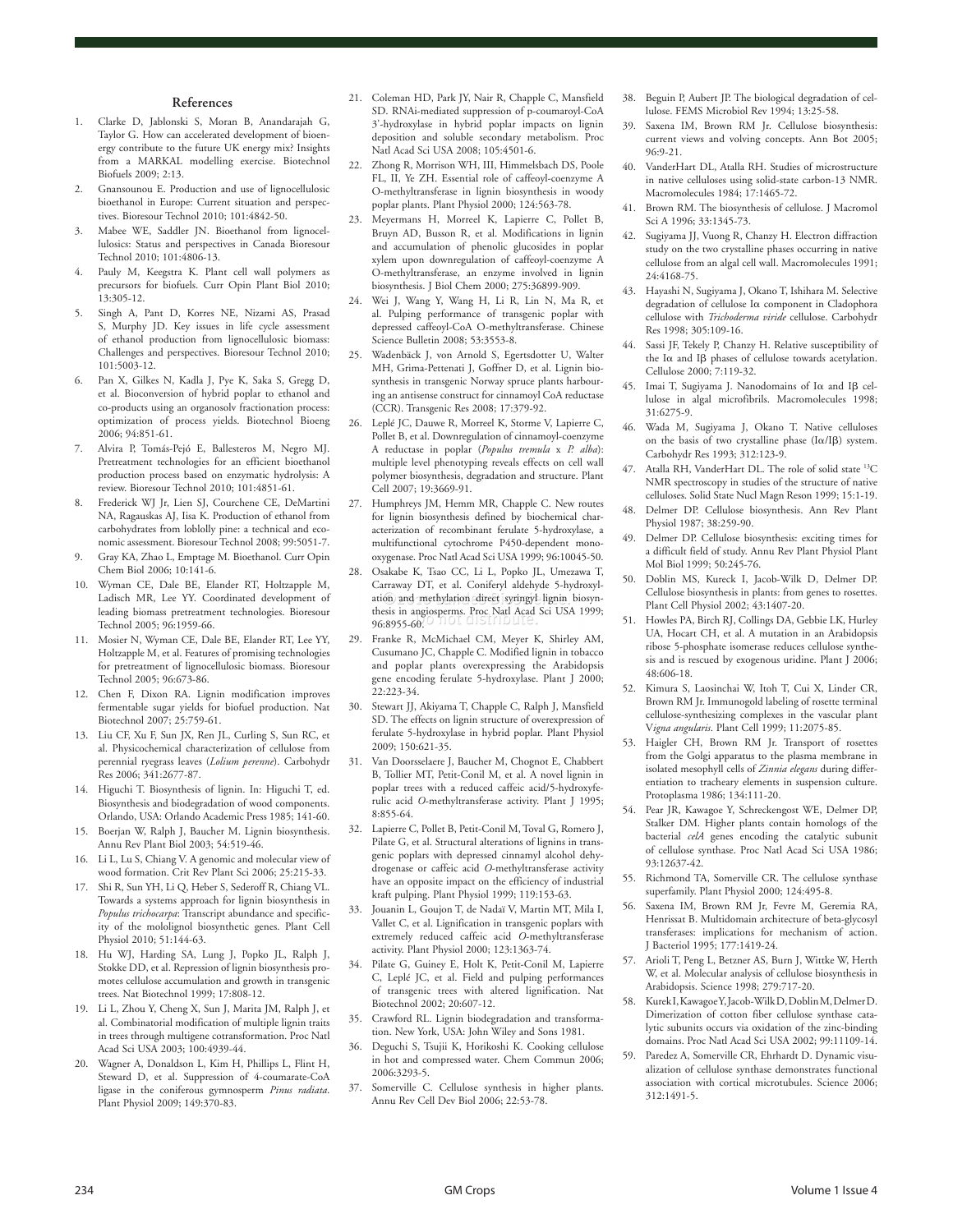## References

1. Clarke D, Jablonski S, Moran B, Anandarajah G, Taylor G. How can accelerated development of bioenergy contribute to the future UK energy mix? Insights from a MARKAL modelling exercise. Biotechnol Biofuels 2009; 2:13.
2. Gnansounou E. Production and use of lignocellulosic bioethanol in Europe: Current situation and perspectives. Bioresour Technol 2010; 101:4842-50.
3. Mabee WE, Saddler JN. Bioethanol from lignocellulosics: Status and perspectives in Canada Bioresour Technol 2010; 101:4806-13.
4. Pauly M, Keegstra K. Plant cell wall polymers as precursors for biofuels. Curr Opin Plant Biol 2010; 13:305-12.
5. Singh A, Pant D, Korres NE, Nizami AS, Prasad S, Murphy JD. Key issues in life cycle assessment of ethanol production from lignocellulosic biomass: Challenges and perspectives. Bioresour Technol 2010; 101:5003-12.
6. Pan X, Gilkes N, Kadla J, Pye K, Saka S, Gregg D, et al. Bioconversion of hybrid poplar to ethanol and co-products using an organosolv fractionation process: optimization of process yields. Biotechnol Bioeng 2006; 94:851-61.
7. Alvira P, Tomás-Pejó E, Ballesteros M, Negro MJ. Pretreatment technologies for an efficient bioethanol production process based on enzymatic hydrolysis: A review. Bioresour Technol 2010; 101:4851-61.
8. Frederick WJ Jr, Lien SJ, Courchene CE, DeMartini NA, Ragauskas AJ, Iisa K. Production of ethanol from carbohydrates from loblolly pine: a technical and economic assessment. Bioresour Technol 2008; 99:5051-7.
9. Gray KA, Zhao L, Emptage M. Bioethanol. Curr Opin Chem Biol 2006; 10:141-6.
10. Wyman CE, Dale BE, Elander RT, Holtzapple M, Ladisch MR, Lee YY. Coordinated development of leading biomass pretreatment technologies. Bioresour Technol 2005; 96:1959-66.
11. Mosier N, Wyman CE, Dale BE, Elander RT, Lee YY, Holtzapple M, et al. Features of promising technologies for pretreatment of lignocellulosic biomass. Bioresour Technol 2005; 96:673-86.
12. Chen F, Dixon RA. Lignin modification improves fermentable sugar yields for biofuel production. Nat Biotechnol 2007; 25:759-61.
13. Liu CF, Xu F, Sun JX, Ren JL, Curling S, Sun RC, et al. Physicochemical characterization of cellulose from perennial ryegrass leaves (*Lolium perenne*). Carbohydr Res 2006; 341:2677-87.
14. Higuchi T. Biosynthesis of lignin. In: Higuchi T, ed. Biosynthesis and biodegradation of wood components. Orlando, USA: Orlando Academic Press 1985; 141-60.
15. Boerjan W, Ralph J, Baucher M. Lignin biosynthesis. Annu Rev Plant Biol 2003; 54:519-46.
16. Li L, Lu S, Chiang V. A genomic and molecular view of wood formation. Crit Rev Plant Sci 2006; 25:215-33.
17. Shi R, Sun YH, Li Q, Heber S, Sederoff R, Chiang VL. Towards a systems approach for lignin biosynthesis in *Populus trichocarpa*: Transcript abundance and specificity of the mololignol biosynthetic genes. Plant Cell Physiol 2010; 51:144-63.
18. Hu WJ, Harding SA, Lung J, Popko JL, Ralph J, Stokke DD, et al. Repression of lignin biosynthesis promotes cellulose accumulation and growth in transgenic trees. Nat Biotechnol 1999; 17:808-12.
19. Li L, Zhou Y, Cheng X, Sun J, Marita JM, Ralph J, et al. Combinatorial modification of multiple lignin traits in trees through multigene cotransformation. Proc Natl Acad Sci USA 2003; 100:4939-44.
20. Wagner A, Donaldson L, Kim H, Phillips L, Flint H, Steward D, et al. Suppression of 4-coumarate-CoA ligase in the coniferous gymnosperm *Pinus radiata*. Plant Physiol 2009; 149:370-83.
21. Coleman HD, Park JY, Nair R, Chapple C, Mansfield SD. RNAi-mediated suppression of p-coumaroyl-CoA 3'-hydroxylase in hybrid poplar impacts on lignin deposition and soluble secondary metabolism. Proc Natl Acad Sci USA 2008; 105:4501-6.
22. Zhong R, Morrison WH, III, Himmelsbach DS, Poole FL, II, Ye ZH. Essential role of caffeoyl-coenzyme A O-methyltransferase in lignin biosynthesis in woody poplar plants. Plant Physiol 2000; 124:563-78.
23. Meyermans H, Morreel K, Lapierre C, Pollet B, Bruyn AD, Busson R, et al. Modifications in lignin and accumulation of phenolic glucosides in poplar xylem upon downregulation of caffeoyl-coenzyme A O-methyltransferase, an enzyme involved in lignin biosynthesis. J Biol Chem 2000; 275:36899-909.
24. Wei J, Wang Y, Wang H, Li R, Lin N, Ma R, et al. Pulping performance of transgenic poplar with depressed caffeoyl-CoA O-methyltransferase. Chinese Science Bulletin 2008; 53:3553-8.
25. Wadenbäck J, von Arnold S, Egertsdotter U, Walter MH, Grima-Pettenati J, Goffner D, et al. Lignin biosynthesis in transgenic Norway spruce plants harbouring an antisense construct for cinnamoyl CoA reductase (CCR). Transgenic Res 2008; 17:379-92.
26. Leplé JC, Dauwe R, Morreel K, Storme V, Lapierre C, Pollet B, et al. Downregulation of cinnamoyl-coenzyme A reductase in poplar (*Populus tremula* x *P. alba*): multiple level phenotyping reveals effects on cell wall polymer biosynthesis, degradation and structure. Plant Cell 2007; 19:3669-91.
27. Humphreys JM, Hemm MR, Chapple C. New routes for lignin biosynthesis defined by biochemical characterization of recombinant ferulate 5-hydroxylase, a multifunctional cytochrome P450-dependent monooxygenase. Proc Natl Acad Sci USA 1999; 96:10045-50.
28. Osakabe K, Tsao CC, Li L, Popko JL, Umezawa T, Carraway DT, et al. Coniferyl aldehyde 5-hydroxylation and methylation direct syringyl lignin biosynthesis in angiosperms. Proc Natl Acad Sci USA 1999; 96:8955-60.
29. Franke R, McMichael CM, Meyer K, Shirley AM, Cusumano JC, Chapple C. Modified lignin in tobacco and poplar plants overexpressing the Arabidopsis gene encoding ferulate 5-hydroxylase. Plant J 2000; 22:223-34.
30. Stewart JJ, Akiyama T, Chapple C, Ralph J, Mansfield SD. The effects on lignin structure of overexpression of ferulate 5-hydroxylase in hybrid poplar. Plant Physiol 2009; 150:621-35.
31. Van Doorsselaere J, Baucher M, Chognot E, Chabbert B, Tollier MT, Petit-Conil M, et al. A novel lignin in poplar trees with a reduced caffeic acid/5-hydroxyferulic acid *O*-methyltransferase activity. Plant J 1995; 8:855-64.
32. Lapierre C, Pollet B, Petit-Conil M, Toval G, Romero J, Pilate G, et al. Structural alterations of lignins in transgenic poplars with depressed cinnamyl alcohol dehydrogenase or caffeic acid *O*-methyltransferase activity have an opposite impact on the efficiency of industrial kraft pulping. Plant Physiol 1999; 119:153-63.
33. Jouanin L, Goujon T, de Nadaï V, Martin MT, Mila I, Vallet C, et al. Lignification in transgenic poplars with extremely reduced caffeic acid *O*-methyltransferase activity. Plant Physiol 2000; 123:1363-74.
34. Pilate G, Guiney E, Holt K, Petit-Conil M, Lapierre C, Leplé JC, et al. Field and pulping performances of transgenic trees with altered lignification. Nat Biotechnol 2002; 20:607-12.
35. Crawford RL. Lignin biodegradation and transformation. New York, USA: John Wiley and Sons 1981.
36. Deguchi S, Tsujii K, Horikoshi K. Cooking cellulose in hot and compressed water. Chem Commun 2006; 2006:3293-5.
37. Somerville C. Cellulose synthesis in higher plants. Annu Rev Cell Dev Biol 2006; 22:53-78.
38. Beguin P, Aubert JP. The biological degradation of cellulose. FEMS Microbiol Rev 1994; 13:25-58.
39. Saxena IM, Brown RM Jr. Cellulose biosynthesis: current views and volving concepts. Ann Bot 2005; 96:9-21.
40. VanderHart DL, Atalla RH. Studies of microstructure in native celluloses using solid-state carbon-13 NMR. Macromolecules 1984; 17:1465-72.
41. Brown RM. The biosynthesis of cellulose. J Macromol Sci A 1996; 33:1345-73.
42. Sugiyama JJ, Vuong R, Chanzy H. Electron diffraction study on the two crystalline phases occurring in native cellulose from an algal cell wall. Macromolecules 1991; 24:4168-75.
43. Hayashi N, Sugiyama J, Okano T, Ishihara M. Selective degradation of cellulose Iα component in Cladophora cellulose with *Trichoderma viride* cellulose. Carbohydr Res 1998; 305:109-16.
44. Sassi JF, Tekely P, Chanzy H. Relative susceptibility of the Iα and Iβ phases of cellulose towards acetylation. Cellulose 2000; 7:119-32.
45. Imai T, Sugiyama J. Nanodomains of Iα and Iβ cellulose in algal microfibrils. Macromolecules 1998; 31:6275-9.
46. Wada M, Sugiyama J, Okano T. Native celluloses on the basis of two crystalline phase (Iα/Iβ) system. Carbohydr Res 1993; 312:123-9.
47. Atalla RH, VanderHart DL. The role of solid state $^{13}C$ NMR spectroscopy in studies of the structure of native celluloses. Solid State Nucl Magn Reson 1999; 15:1-19.
48. Delmer DP. Cellulose biosynthesis. Ann Rev Plant Physiol 1987; 38:259-90.
49. Delmer DP. Cellulose biosynthesis: exciting times for a difficult field of study. Annu Rev Plant Physiol Plant Mol Biol 1999; 50:245-76.
50. Doblin MS, Kureck I, Jacob-Wilk D, Delmer DP. Cellulose biosynthesis in plants: from genes to rosettes. Plant Cell Physiol 2002; 43:1407-20.
51. Howles PA, Birch RJ, Collings DA, Gebbie LK, Hurley UA, Hocart CH, et al. A mutation in an Arabidopsis ribose 5-phosphate isomerase reduces cellulose synthesis and is rescued by exogenous uridine. Plant J 2006; 48:606-18.
52. Kimura S, Laosinchai W, Itoh T, Cui X, Linder CR, Brown RM Jr. Immunogold labeling of rosette terminal cellulose-synthesizing complexes in the vascular plant V*igna angularis*. Plant Cell 1999; 11:2075-85.
53. Haigler CH, Brown RM Jr. Transport of rosettes from the Golgi apparatus to the plasma membrane in isolated mesophyll cells of *Zinnia elegans* during differentiation to tracheary elements in suspension culture. Protoplasma 1986; 134:111-20.
54. Pear JR, Kawagoe Y, Schreckengost WE, Delmer DP, Stalker DM. Higher plants contain homologs of the bacterial *celA* genes encoding the catalytic subunit of cellulose synthase. Proc Natl Acad Sci USA 1986; 93:12637-42.
55. Richmond TA, Somerville CR. The cellulose synthase superfamily. Plant Physiol 2000; 124:495-8.
56. Saxena IM, Brown RM Jr, Fevre M, Geremia RA, Henrissat B. Multidomain architecture of beta-glycosyl transferases: implications for mechanism of action. J Bacteriol 1995; 177:1419-24.
57. Arioli T, Peng L, Betzner AS, Burn J, Wittke W, Herth W, et al. Molecular analysis of cellulose biosynthesis in Arabidopsis. Science 1998; 279:717-20.
58. Kurek I, Kawagoe Y, Jacob-Wilk D, Doblin M, Delmer D. Dimerization of cotton fiber cellulose synthase catalytic subunits occurs via oxidation of the zinc-binding domains. Proc Natl Acad Sci USA 2002; 99:11109-14.
59. Paredez A, Somerville CR, Ehrhardt D. Dynamic visualization of cellulose synthase demonstrates functional association with cortical microtubules. Science 2006; 312:1491-5.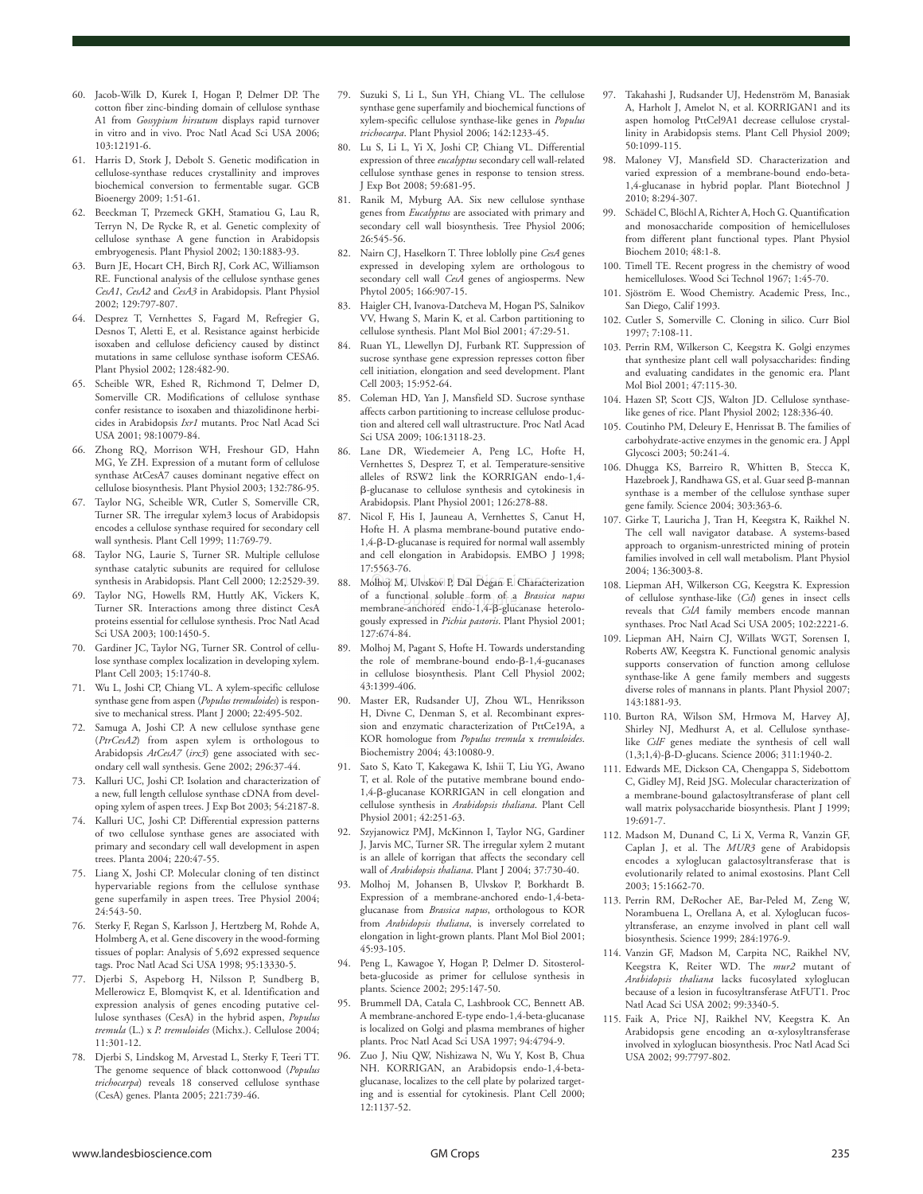60. Jacob-Wilk D, Kurek I, Hogan P, Delmer DP. The cotton fiber zinc-binding domain of cellulose synthase A1 from *Gossypium hirsutum* displays rapid turnover in vitro and in vivo. Proc Natl Acad Sci USA 2006; 103:12191-6.
61. Harris D, Stork J, Debolt S. Genetic modification in cellulose-synthase reduces crystallinity and improves biochemical conversion to fermentable sugar. GCB Bioenergy 2009; 1:51-61.
62. Beeckman T, Przemeck GKH, Stamatiou G, Lau R, Terryn N, De Rycke R, et al. Genetic complexity of cellulose synthase A gene function in Arabidopsis embryogenesis. Plant Physiol 2002; 130:1883-93.
63. Burn JE, Hocart CH, Birch RJ, Cork AC, Williamson RE. Functional analysis of the cellulose synthase genes *CesA1*, *CesA2* and *CesA3* in Arabidopsis. Plant Physiol 2002; 129:797-807.
64. Desprez T, Vernhettes S, Fagard M, Refregier G, Desnos T, Aletti E, et al. Resistance against herbicide isoxaben and cellulose deficiency caused by distinct mutations in same cellulose synthase isoform CESA6. Plant Physiol 2002; 128:482-90.
65. Scheible WR, Eshed R, Richmond T, Delmer D, Somerville CR. Modifications of cellulose synthase confer resistance to isoxaben and thiazolidinone herbicides in Arabidopsis *Ixr1* mutants. Proc Natl Acad Sci USA 2001; 98:10079-84.
66. Zhong RQ, Morrison WH, Freshour GD, Hahn MG, Ye ZH. Expression of a mutant form of cellulose synthase AtCesA7 causes dominant negative effect on cellulose biosynthesis. Plant Physiol 2003; 132:786-95.
67. Taylor NG, Scheible WR, Cutler S, Somerville CR, Turner SR. The irregular xylem3 locus of Arabidopsis encodes a cellulose synthase required for secondary cell wall synthesis. Plant Cell 1999; 11:769-79.
68. Taylor NG, Laurie S, Turner SR. Multiple cellulose synthase catalytic subunits are required for cellulose synthesis in Arabidopsis. Plant Cell 2000; 12:2529-39.
69. Taylor NG, Howells RM, Huttly AK, Vickers K, Turner SR. Interactions among three distinct CesA proteins essential for cellulose synthesis. Proc Natl Acad Sci USA 2003; 100:1450-5.
70. Gardiner JC, Taylor NG, Turner SR. Control of cellulose synthase complex localization in developing xylem. Plant Cell 2003; 15:1740-8.
71. Wu L, Joshi CP, Chiang VL. A xylem-specific cellulose synthase gene from aspen (*Populus tremuloides*) is responsive to mechanical stress. Plant J 2000; 22:495-502.
72. Samuga A, Joshi CP. A new cellulose synthase gene (*PtrCesA2*) from aspen xylem is orthologous to Arabidopsis *AtCesA7* (*irx3*) gene associated with secondary cell wall synthesis. Gene 2002; 296:37-44.
73. Kalluri UC, Joshi CP. Isolation and characterization of a new, full length cellulose synthase cDNA from developing xylem of aspen trees. J Exp Bot 2003; 54:2187-8.
74. Kalluri UC, Joshi CP. Differential expression patterns of two cellulose synthase genes are associated with primary and secondary cell wall development in aspen trees. Planta 2004; 220:47-55.
75. Liang X, Joshi CP. Molecular cloning of ten distinct hypervariable regions from the cellulose synthase gene superfamily in aspen trees. Tree Physiol 2004; 24:543-50.
76. Sterky F, Regan S, Karlsson J, Hertzberg M, Rohde A, Holmberg A, et al. Gene discovery in the wood-forming tissues of poplar: Analysis of 5,692 expressed sequence tags. Proc Natl Acad Sci USA 1998; 95:13330-5.
77. Djerbi S, Aspeborg H, Nilsson P, Sundberg B, Mellerowicz E, Blomqvist K, et al. Identification and expression analysis of genes encoding putative cellulose synthases (CesA) in the hybrid aspen, *Populus tremula* (L.) x *P. tremuloides* (Michx.). Cellulose 2004; 11:301-12.
78. Djerbi S, Lindskog M, Arvestad L, Sterky F, Teeri TT. The genome sequence of black cottonwood (*Populus trichocarpa*) reveals 18 conserved cellulose synthase (CesA) genes. Planta 2005; 221:739-46.
79. Suzuki S, Li L, Sun YH, Chiang VL. The cellulose synthase gene superfamily and biochemical functions of xylem-specific cellulose synthase-like genes in *Populus trichocarpa*. Plant Physiol 2006; 142:1233-45.
80. Lu S, Li L, Yi X, Joshi CP, Chiang VL. Differential expression of three *eucalyptus* secondary cell wall-related cellulose synthase genes in response to tension stress. J Exp Bot 2008; 59:681-95.
81. Ranik M, Myburg AA. Six new cellulose synthase genes from *Eucalyptus* are associated with primary and secondary cell wall biosynthesis. Tree Physiol 2006; 26:545-56.
82. Nairn CJ, Haselkorn T. Three loblolly pine *CesA* genes expressed in developing xylem are orthologous to secondary cell wall *CesA* genes of angiosperms. New Phytol 2005; 166:907-15.
83. Haigler CH, Ivanova-Datcheva M, Hogan PS, Salnikov VV, Hwang S, Marin K, et al. Carbon partitioning to cellulose synthesis. Plant Mol Biol 2001; 47:29-51.
84. Ruan YL, Llewellyn DJ, Furbank RT. Suppression of sucrose synthase gene expression represses cotton fiber cell initiation, elongation and seed development. Plant Cell 2003; 15:952-64.
85. Coleman HD, Yan J, Mansfield SD. Sucrose synthase affects carbon partitioning to increase cellulose production and altered cell wall ultrastructure. Proc Natl Acad Sci USA 2009; 106:13118-23.
86. Lane DR, Wiedemeier A, Peng LC, Hofte H, Vernhettes S, Desprez T, et al. Temperature-sensitive alleles of RSW2 link the KORRIGAN endo-1,4-β-glucanase to cellulose synthesis and cytokinesis in Arabidopsis. Plant Physiol 2001; 126:278-88.
87. Nicol F, His I, Jauneau A, Vernhettes S, Canut H, Hofte H. A plasma membrane-bound putative endo-1,4-β-D-glucanase is required for normal wall assembly and cell elongation in Arabidopsis. EMBO J 1998; 17:5563-76.
88. Molhoj M, Ulvskov P, Dal Degan F. Characterization of a functional soluble form of a *Brassica napus* membrane-anchored endo-1,4-β-glucanase heterologously expressed in *Pichia pastoris*. Plant Physiol 2001; 127:674-84.
89. Molhoj M, Pagant S, Hofte H. Towards understanding the role of membrane-bound endo-β-1,4-gucanases in cellulose biosynthesis. Plant Cell Physiol 2002; 43:1399-406.
90. Master ER, Rudsander UJ, Zhou WL, Henriksson H, Divne C, Denman S, et al. Recombinant expression and enzymatic characterization of PttCel9A, a KOR homologue from *Populus tremula* x *tremuloides*. Biochemistry 2004; 43:10080-9.
91. Sato S, Kato T, Kakegawa K, Ishii T, Liu YG, Awano T, et al. Role of the putative membrane bound endo-1,4-β-glucanase KORRIGAN in cell elongation and cellulose synthesis in *Arabidopsis thaliana*. Plant Cell Physiol 2001; 42:251-63.
92. Szyjanowicz PMJ, McKinnon I, Taylor NG, Gardiner J, Jarvis MC, Turner SR. The irregular xylem 2 mutant is an allele of korrigan that affects the secondary cell wall of *Arabidopsis thaliana*. Plant J 2004; 37:730-40.
93. Molhoj M, Johansen B, Ulvskov P, Borkhardt B. Expression of a membrane-anchored endo-1,4-beta-glucanase from *Brassica napus*, orthologous to KOR from *Arabidopsis thaliana*, is inversely correlated to elongation in light-grown plants. Plant Mol Biol 2001; 45:93-105.
94. Peng L, Kawagoe Y, Hogan P, Delmer D. Sitosterol-beta-glucoside as primer for cellulose synthesis in plants. Science 2002; 295:147-50.
95. Brummell DA, Catala C, Lashbrook CC, Bennett AB. A membrane-anchored E-type endo-1,4-beta-glucanase is localized on Golgi and plasma membranes of higher plants. Proc Natl Acad Sci USA 1997; 94:4794-9.
96. Zuo J, Niu QW, Nishizawa N, Wu Y, Kost B, Chua NH. KORRIGAN, an Arabidopsis endo-1,4-beta-glucanase, localizes to the cell plate by polarized targeting and is essential for cytokinesis. Plant Cell 2000; 12:1137-52.
97. Takahashi J, Rudsander UJ, Hedenström M, Banasiak A, Harholt J, Amelot N, et al. KORRIGAN1 and its aspen homolog PttCel9A1 decrease cellulose crystallinity in Arabidopsis stems. Plant Cell Physiol 2009; 50:1099-115.
98. Maloney VJ, Mansfield SD. Characterization and varied expression of a membrane-bound endo-beta-1,4-glucanase in hybrid poplar. Plant Biotechnol J 2010; 8:294-307.
99. Schädel C, Blöchl A, Richter A, Hoch G. Quantification and monosaccharide composition of hemicelluloses from different plant functional types. Plant Physiol Biochem 2010; 48:1-8.
100. Timell TE. Recent progress in the chemistry of wood hemicelluloses. Wood Sci Technol 1967; 1:45-70.
101. Sjöström E. Wood Chemistry. Academic Press, Inc., San Diego, Calif 1993.
102. Cutler S, Somerville C. Cloning in silico. Curr Biol 1997; 7:108-11.
103. Perrin RM, Wilkerson C, Keegstra K. Golgi enzymes that synthesize plant cell wall polysaccharides: finding and evaluating candidates in the genomic era. Plant Mol Biol 2001; 47:115-30.
104. Hazen SP, Scott CJS, Walton JD. Cellulose synthase-like genes of rice. Plant Physiol 2002; 128:336-40.
105. Coutinho PM, Deleury E, Henrissat B. The families of carbohydrate-active enzymes in the genomic era. J Appl Glycosci 2003; 50:241-4.
106. Dhugga KS, Barreiro R, Whitten B, Stecca K, Hazebroek J, Randhawa GS, et al. Guar seed β-mannan synthase is a member of the cellulose synthase super gene family. Science 2004; 303:363-6.
107. Girke T, Lauricha J, Tran H, Keegstra K, Raikhel N. The cell wall navigator database. A systems-based approach to organism-unrestricted mining of protein families involved in cell wall metabolism. Plant Physiol 2004; 136:3003-8.
108. Liepman AH, Wilkerson CG, Keegstra K. Expression of cellulose synthase-like (*Csl*) genes in insect cells reveals that *CslA* family members encode mannan synthases. Proc Natl Acad Sci USA 2005; 102:2221-6.
109. Liepman AH, Nairn CJ, Willats WGT, Sorensen I, Roberts AW, Keegstra K. Functional genomic analysis supports conservation of function among cellulose synthase-like A gene family members and suggests diverse roles of mannans in plants. Plant Physiol 2007; 143:1881-93.
110. Burton RA, Wilson SM, Hrmova M, Harvey AJ, Shirley NJ, Medhurst A, et al. Cellulose synthase-like *CslF* genes mediate the synthesis of cell wall (1,3;1,4)-β-D-glucans. Science 2006; 311:1940-2.
111. Edwards ME, Dickson CA, Chengappa S, Sidebottom C, Gidley MJ, Reid JSG. Molecular characterization of a membrane-bound galactosyltransferase of plant cell wall matrix polysaccharide biosynthesis. Plant J 1999; 19:691-7.
112. Madson M, Dunand C, Li X, Verma R, Vanzin GF, Caplan J, et al. The *MUR3* gene of Arabidopsis encodes a xyloglucan galactosyltransferase that is evolutionarily related to animal exostosins. Plant Cell 2003; 15:1662-70.
113. Perrin RM, DeRocher AE, Bar-Peled M, Zeng W, Norambuena L, Orellana A, et al. Xyloglucan fucosyltransferase, an enzyme involved in plant cell wall biosynthesis. Science 1999; 284:1976-9.
114. Vanzin GF, Madson M, Carpita NC, Raikhel NV, Keegstra K, Reiter WD. The *mur2* mutant of *Arabidopsis thaliana* lacks fucosylated xyloglucan because of a lesion in fucosyltransferase AtFUT1. Proc Natl Acad Sci USA 2002; 99:3340-5.
115. Faik A, Price NJ, Raikhel NV, Keegstra K. An Arabidopsis gene encoding an α-xylosyltransferase involved in xyloglucan biosynthesis. Proc Natl Acad Sci USA 2002; 99:7797-802.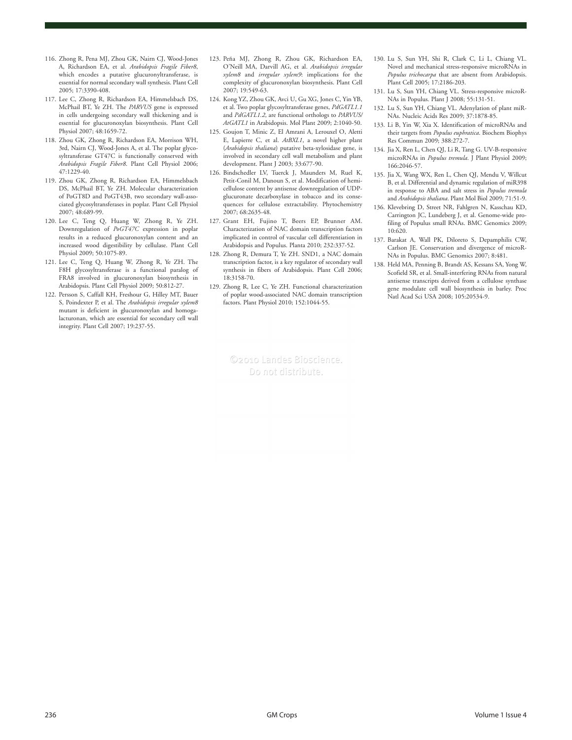116. Zhong R, Pena MJ, Zhou GK, Nairn CJ, Wood-Jones A, Richardson EA, et al. *Arabidopsis Fragile Fiber8*, which encodes a putative glucuronyltransferase, is essential for normal secondary wall synthesis. Plant Cell 2005; 17:3390-408.
117. Lee C, Zhong R, Richardson EA, Himmelsbach DS, McPhail BT, Ye ZH. The *PARVUS* gene is expressed in cells undergoing secondary wall thickening and is essential for glucuronoxylan biosynthesis. Plant Cell Physiol 2007; 48:1659-72.
118. Zhou GK, Zhong R, Richardson EA, Morrison WH, 3rd, Nairn CJ, Wood-Jones A, et al. The poplar glycosyltransferase GT47C is functionally conserved with *Arabidopsis Fragile Fiber8*. Plant Cell Physiol 2006; 47:1229-40.
119. Zhou GK, Zhong R, Richardson EA, Himmelsbach DS, McPhail BT, Ye ZH. Molecular characterization of PoGT8D and PoGT43B, two secondary wall-associated glycosyltransferases in poplar. Plant Cell Physiol 2007; 48:689-99.
120. Lee C, Teng Q, Huang W, Zhong R, Ye ZH. Downregulation of *PoGT47C* expression in poplar results in a reduced glucuronoxylan content and an increased wood digestibility by cellulase. Plant Cell Physiol 2009; 50:1075-89.
121. Lee C, Teng Q, Huang W, Zhong R, Ye ZH. The F8H glycosyltransferase is a functional paralog of FRA8 involved in glucuronoxylan biosynthesis in Arabidopsis. Plant Cell Physiol 2009; 50:812-27.
122. Persson S, Caffall KH, Freshour G, Hilley MT, Bauer S, Poindexter P, et al. The *Arabidopsis irregular xylem8* mutant is deficient in glucuronoxylan and homogalacturonan, which are essential for secondary cell wall integrity. Plant Cell 2007; 19:237-55.
123. Peña MJ, Zhong R, Zhou GK, Richardson EA, O'Neill MA, Darvill AG, et al. *Arabidopsis irregular xylem8* and *irregular xylem9*: implications for the complexity of glucuronoxylan biosynthesis. Plant Cell 2007; 19:549-63.
124. Kong YZ, Zhou GK, Avci U, Gu XG, Jones C, Yin YB, et al. Two poplar glycosyltransferase genes, *PdGATL1.1* and *PdGATL1.2*, are functional orthologs to *PARVUS/AtGATL1* in Arabidopsis. Mol Plant 2009; 2:1040-50.
125. Goujon T, Minic Z, El Amrani A, Lerouxel O, Aletti E, Lapierre C, et al. *AtBXL1*, a novel higher plant (*Arabidopsis thaliana*) putative beta-xylosidase gene, is involved in secondary cell wall metabolism and plant development. Plant J 2003; 33:677-90.
126. Bindschedler LV, Tuerck J, Maunders M, Ruel K, Petit-Conil M, Danoun S, et al. Modification of hemicellulose content by antisense downregulation of UDP-glucuronate decarboxylase in tobacco and its consequences for cellulose extractability. Phytochemistry 2007; 68:2635-48.
127. Grant EH, Fujino T, Beers EP, Brunner AM. Characterization of NAC domain transcription factors implicated in control of vascular cell differentiation in Arabidopsis and Populus. Planta 2010; 232:337-52.
128. Zhong R, Demura T, Ye ZH. SND1, a NAC domain transcription factor, is a key regulator of secondary wall synthesis in fibers of Arabidopsis. Plant Cell 2006; 18:3158-70.
129. Zhong R, Lee C, Ye ZH. Functional characterization of poplar wood-associated NAC domain transcription factors. Plant Physiol 2010; 152:1044-55.
130. Lu S, Sun YH, Shi R, Clark C, Li L, Chiang VL. Novel and mechanical stress-responsive microRNAs in *Populus trichocarpa* that are absent from Arabidopsis. Plant Cell 2005; 17:2186-203.
131. Lu S, Sun YH, Chiang VL. Stress-responsive microRNAs in Populus. Plant J 2008; 55:131-51.
132. Lu S, Sun YH, Chiang VL. Adenylation of plant miRNAs. Nucleic Acids Res 2009; 37:1878-85.
133. Li B, Yin W, Xia X. Identification of microRNAs and their targets from *Populus euphratica*. Biochem Biophys Res Commun 2009; 388:272-7.
134. Jia X, Ren L, Chen QJ, Li R, Tang G. UV-B-responsive microRNAs in *Populus tremula*. J Plant Physiol 2009; 166:2046-57.
135. Jia X, Wang WX, Ren L, Chen QJ, Mendu V, Willcut B, et al. Differential and dynamic regulation of miR398 in response to ABA and salt stress in *Populus tremula* and *Arabidopsis thaliana*. Plant Mol Biol 2009; 71:51-9.
136. Klevebring D, Street NR, Fahlgren N, Kasschau KD, Carrington JC, Lundeberg J, et al. Genome-wide profiling of Populus small RNAs. BMC Genomics 2009; 10:620.
137. Barakat A, Wall PK, Diloreto S, Depamphilis CW, Carlson JE. Conservation and divergence of microRNAs in Populus. BMC Genomics 2007; 8:481.
138. Held MA, Penning B, Brandt AS, Kessans SA, Yong W, Scofield SR, et al. Small-interfering RNAs from natural antisense transcripts derived from a cellulose synthase gene modulate cell wall biosynthesis in barley. Proc Natl Acad Sci USA 2008; 105:20534-9.